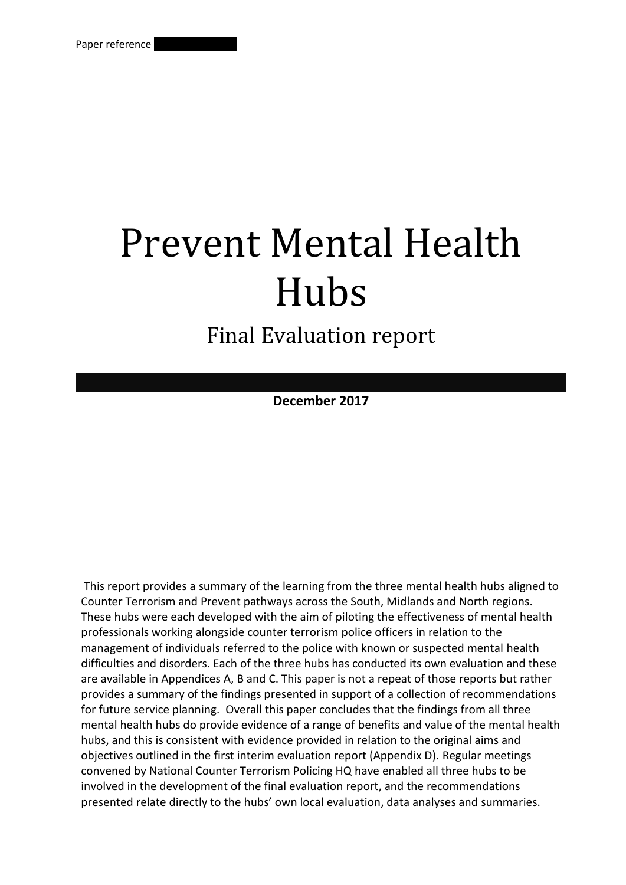Paper reference

# Prevent Mental Health Hubs

## Final Evaluation report

**December 2017**

This report provides a summary of the learning from the three mental health hubs aligned to Counter Terrorism and Prevent pathways across the South, Midlands and North regions. These hubs were each developed with the aim of piloting the effectiveness of mental health professionals working alongside counter terrorism police officers in relation to the management of individuals referred to the police with known or suspected mental health difficulties and disorders. Each of the three hubs has conducted its own evaluation and these are available in Appendices A, B and C. This paper is not a repeat of those reports but rather provides a summary of the findings presented in support of a collection of recommendations for future service planning. Overall this paper concludes that the findings from all three mental health hubs do provide evidence of a range of benefits and value of the mental health hubs, and this is consistent with evidence provided in relation to the original aims and objectives outlined in the first interim evaluation report (Appendix D). Regular meetings convened by National Counter Terrorism Policing HQ have enabled all three hubs to be involved in the development of the final evaluation report, and the recommendations presented relate directly to the hubs' own local evaluation, data analyses and summaries.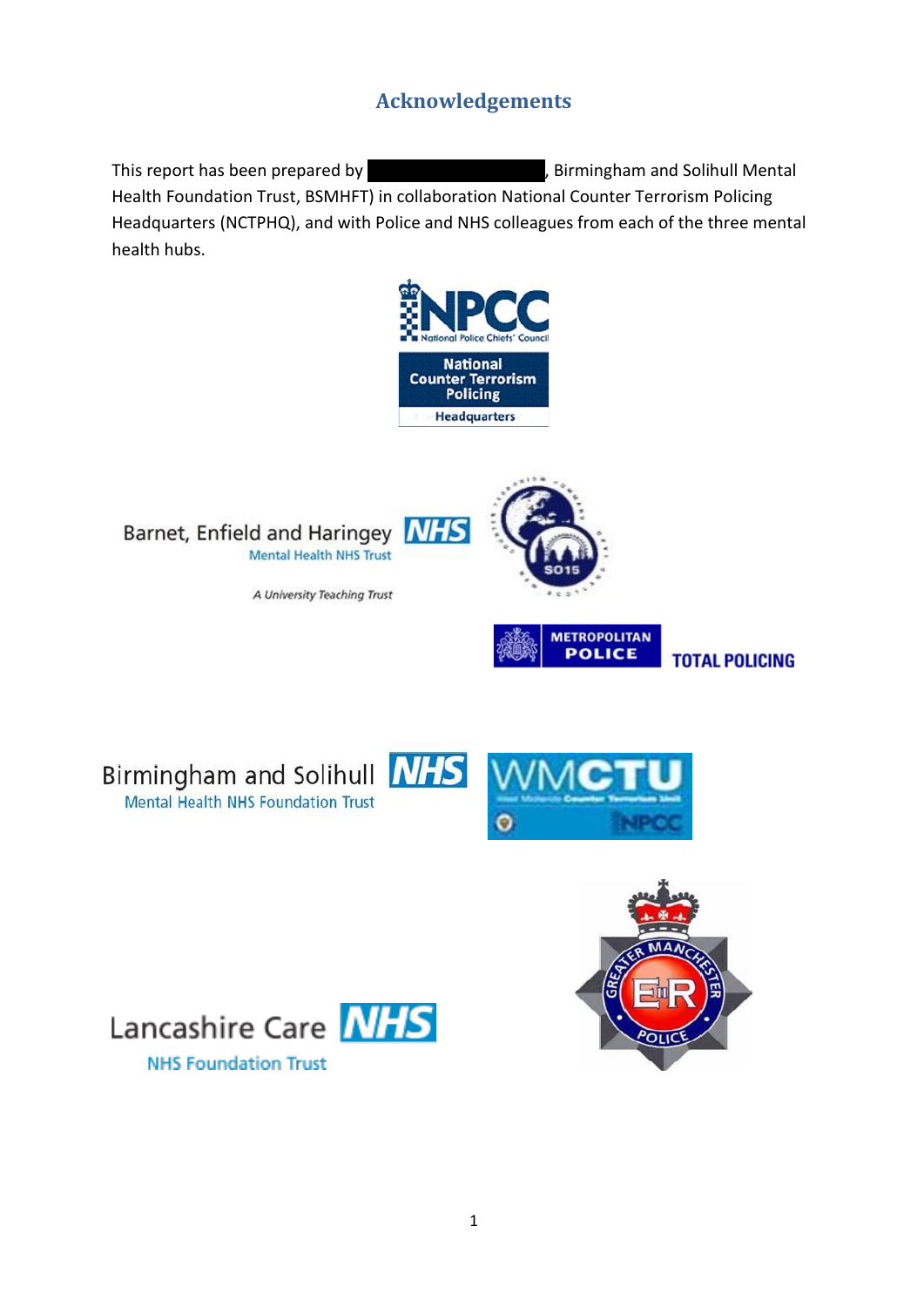# Acknowledgements

This report has been prepared by ████████████, Birmingham and Solihull Mental Health Foundation Trust, BSMHFT) in collaboration National Counter Terrorism Policing Headquarters (NCTPHQ), and with Police and NHS colleagues from each of the three mental health hubs.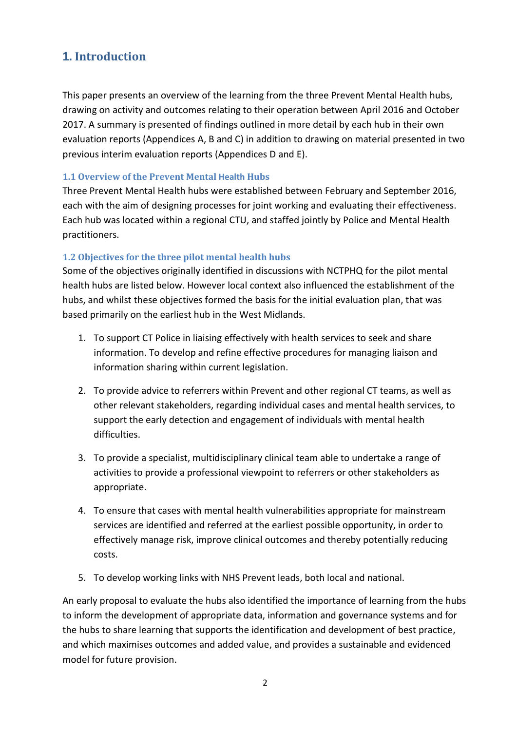# 1. Introduction

This paper presents an overview of the learning from the three Prevent Mental Health hubs, drawing on activity and outcomes relating to their operation between April 2016 and October 2017. A summary is presented of findings outlined in more detail by each hub in their own evaluation reports (Appendices A, B and C) in addition to drawing on material presented in two previous interim evaluation reports (Appendices D and E).

### 1.1 Overview of the Prevent Mental Health Hubs

Three Prevent Mental Health hubs were established between February and September 2016, each with the aim of designing processes for joint working and evaluating their effectiveness. Each hub was located within a regional CTU, and staffed jointly by Police and Mental Health practitioners.

### 1.2 Objectives for the three pilot mental health hubs

Some of the objectives originally identified in discussions with NCTPHQ for the pilot mental health hubs are listed below. However local context also influenced the establishment of the hubs, and whilst these objectives formed the basis for the initial evaluation plan, that was based primarily on the earliest hub in the West Midlands.

1. To support CT Police in liaising effectively with health services to seek and share information. To develop and refine effective procedures for managing liaison and information sharing within current legislation.
2. To provide advice to referrers within Prevent and other regional CT teams, as well as other relevant stakeholders, regarding individual cases and mental health services, to support the early detection and engagement of individuals with mental health difficulties.
3. To provide a specialist, multidisciplinary clinical team able to undertake a range of activities to provide a professional viewpoint to referrers or other stakeholders as appropriate.
4. To ensure that cases with mental health vulnerabilities appropriate for mainstream services are identified and referred at the earliest possible opportunity, in order to effectively manage risk, improve clinical outcomes and thereby potentially reducing costs.
5. To develop working links with NHS Prevent leads, both local and national.

An early proposal to evaluate the hubs also identified the importance of learning from the hubs to inform the development of appropriate data, information and governance systems and for the hubs to share learning that supports the identification and development of best practice, and which maximises outcomes and added value, and provides a sustainable and evidenced model for future provision.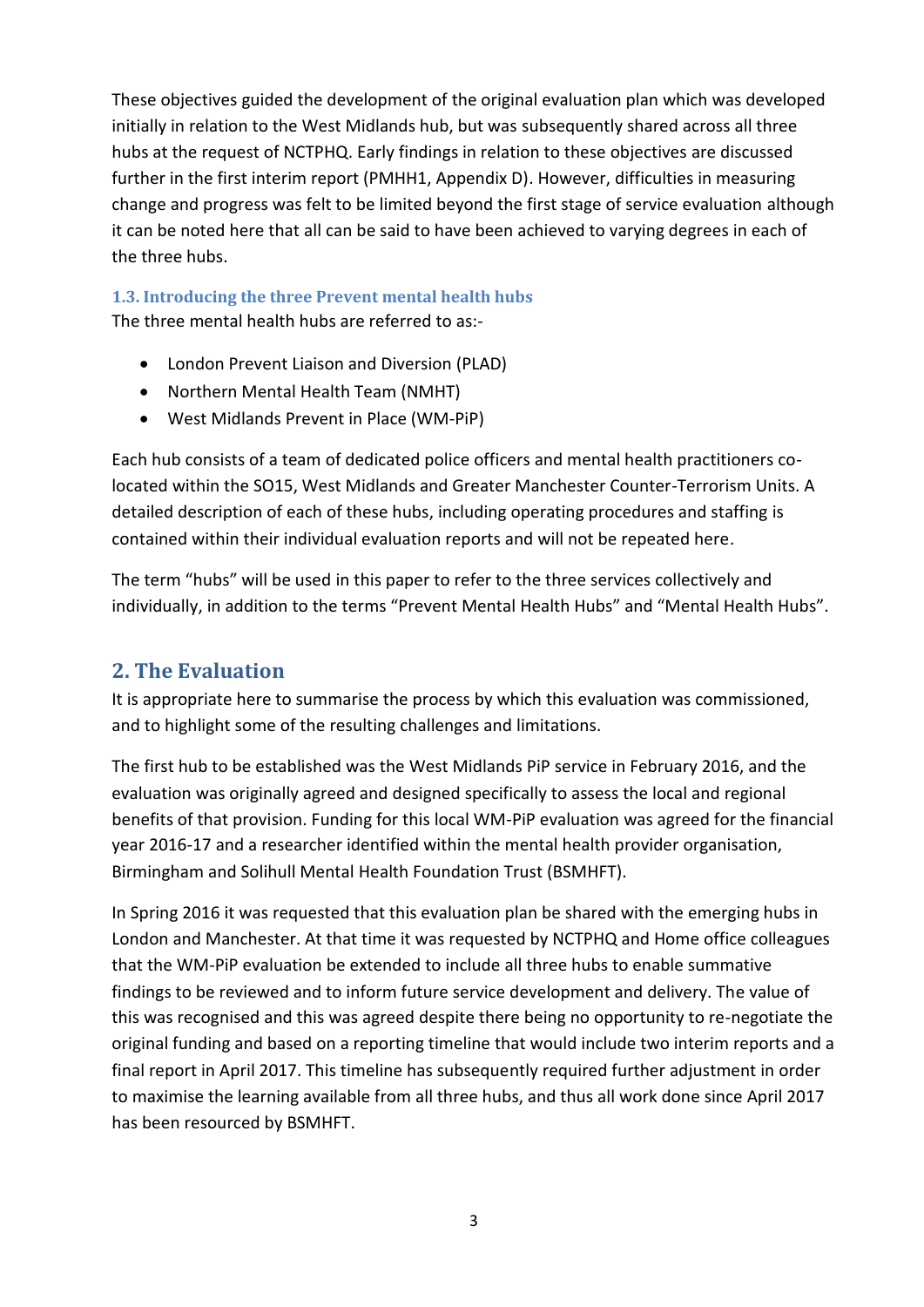These objectives guided the development of the original evaluation plan which was developed initially in relation to the West Midlands hub, but was subsequently shared across all three hubs at the request of NCTPHQ. Early findings in relation to these objectives are discussed further in the first interim report (PMHH1, Appendix D). However, difficulties in measuring change and progress was felt to be limited beyond the first stage of service evaluation although it can be noted here that all can be said to have been achieved to varying degrees in each of the three hubs.

### 1.3. Introducing the three Prevent mental health hubs

The three mental health hubs are referred to as:-

- London Prevent Liaison and Diversion (PLAD)
- Northern Mental Health Team (NMHT)
- West Midlands Prevent in Place (WM-PiP)

Each hub consists of a team of dedicated police officers and mental health practitioners co-located within the SO15, West Midlands and Greater Manchester Counter-Terrorism Units. A detailed description of each of these hubs, including operating procedures and staffing is contained within their individual evaluation reports and will not be repeated here.

The term "hubs" will be used in this paper to refer to the three services collectively and individually, in addition to the terms "Prevent Mental Health Hubs" and "Mental Health Hubs".

## 2. The Evaluation

It is appropriate here to summarise the process by which this evaluation was commissioned, and to highlight some of the resulting challenges and limitations.

The first hub to be established was the West Midlands PiP service in February 2016, and the evaluation was originally agreed and designed specifically to assess the local and regional benefits of that provision. Funding for this local WM-PiP evaluation was agreed for the financial year 2016-17 and a researcher identified within the mental health provider organisation, Birmingham and Solihull Mental Health Foundation Trust (BSMHFT).

In Spring 2016 it was requested that this evaluation plan be shared with the emerging hubs in London and Manchester. At that time it was requested by NCTPHQ and Home office colleagues that the WM-PiP evaluation be extended to include all three hubs to enable summative findings to be reviewed and to inform future service development and delivery. The value of this was recognised and this was agreed despite there being no opportunity to re-negotiate the original funding and based on a reporting timeline that would include two interim reports and a final report in April 2017. This timeline has subsequently required further adjustment in order to maximise the learning available from all three hubs, and thus all work done since April 2017 has been resourced by BSMHFT.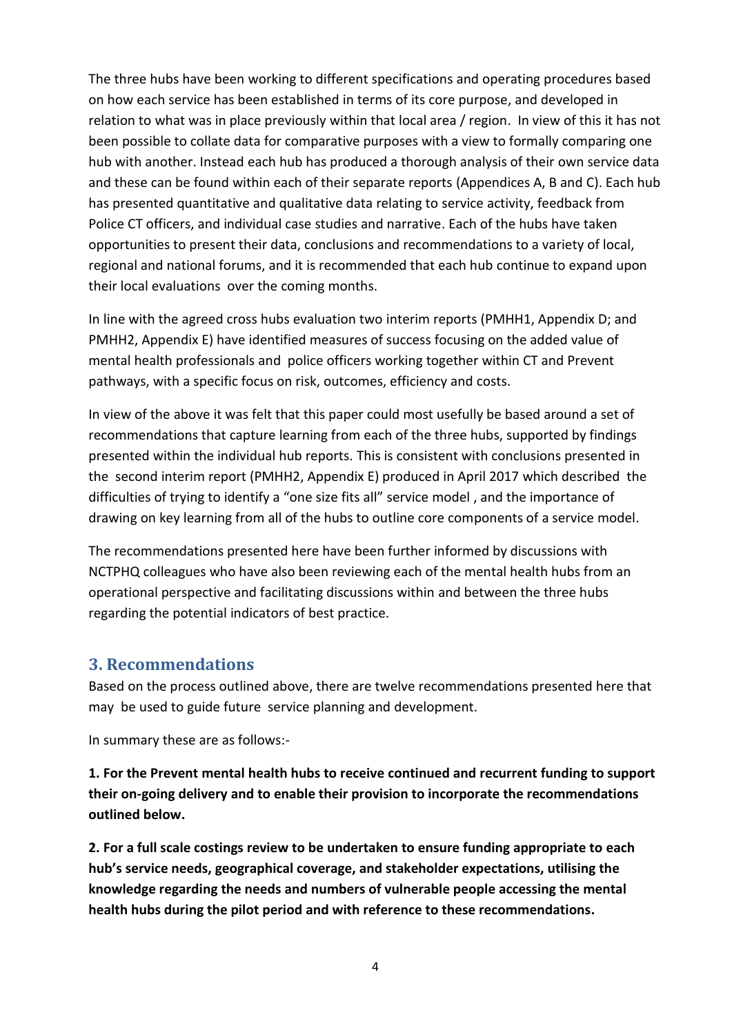The three hubs have been working to different specifications and operating procedures based on how each service has been established in terms of its core purpose, and developed in relation to what was in place previously within that local area / region. In view of this it has not been possible to collate data for comparative purposes with a view to formally comparing one hub with another. Instead each hub has produced a thorough analysis of their own service data and these can be found within each of their separate reports (Appendices A, B and C). Each hub has presented quantitative and qualitative data relating to service activity, feedback from Police CT officers, and individual case studies and narrative. Each of the hubs have taken opportunities to present their data, conclusions and recommendations to a variety of local, regional and national forums, and it is recommended that each hub continue to expand upon their local evaluations over the coming months.

In line with the agreed cross hubs evaluation two interim reports (PMHH1, Appendix D; and PMHH2, Appendix E) have identified measures of success focusing on the added value of mental health professionals and police officers working together within CT and Prevent pathways, with a specific focus on risk, outcomes, efficiency and costs.

In view of the above it was felt that this paper could most usefully be based around a set of recommendations that capture learning from each of the three hubs, supported by findings presented within the individual hub reports. This is consistent with conclusions presented in the second interim report (PMHH2, Appendix E) produced in April 2017 which described the difficulties of trying to identify a "one size fits all" service model , and the importance of drawing on key learning from all of the hubs to outline core components of a service model.

The recommendations presented here have been further informed by discussions with NCTPHQ colleagues who have also been reviewing each of the mental health hubs from an operational perspective and facilitating discussions within and between the three hubs regarding the potential indicators of best practice.

## 3. Recommendations

Based on the process outlined above, there are twelve recommendations presented here that may be used to guide future service planning and development.

In summary these are as follows:-

**1. For the Prevent mental health hubs to receive continued and recurrent funding to support their on-going delivery and to enable their provision to incorporate the recommendations outlined below.**

**2. For a full scale costings review to be undertaken to ensure funding appropriate to each hub's service needs, geographical coverage, and stakeholder expectations, utilising the knowledge regarding the needs and numbers of vulnerable people accessing the mental health hubs during the pilot period and with reference to these recommendations.**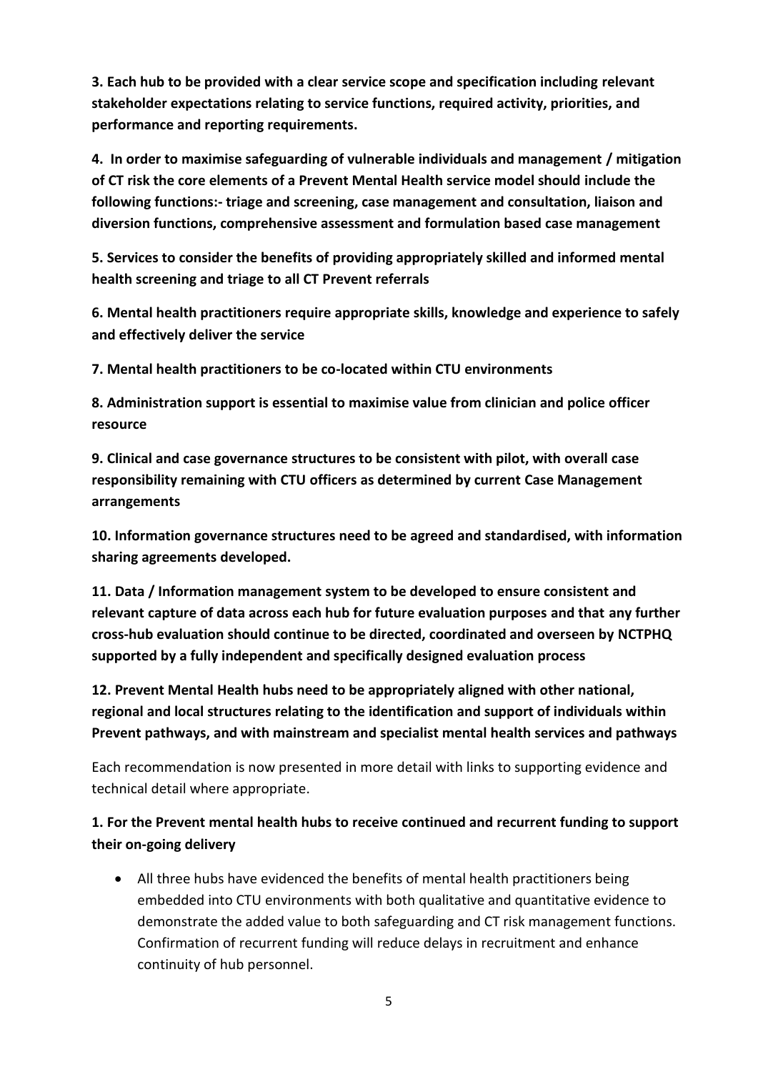**3. Each hub to be provided with a clear service scope and specification including relevant stakeholder expectations relating to service functions, required activity, priorities, and performance and reporting requirements.**

**4. In order to maximise safeguarding of vulnerable individuals and management / mitigation of CT risk the core elements of a Prevent Mental Health service model should include the following functions:- triage and screening, case management and consultation, liaison and diversion functions, comprehensive assessment and formulation based case management**

**5. Services to consider the benefits of providing appropriately skilled and informed mental health screening and triage to all CT Prevent referrals**

**6. Mental health practitioners require appropriate skills, knowledge and experience to safely and effectively deliver the service**

**7. Mental health practitioners to be co-located within CTU environments**

**8. Administration support is essential to maximise value from clinician and police officer resource**

**9. Clinical and case governance structures to be consistent with pilot, with overall case responsibility remaining with CTU officers as determined by current Case Management arrangements**

**10. Information governance structures need to be agreed and standardised, with information sharing agreements developed.**

**11. Data / Information management system to be developed to ensure consistent and relevant capture of data across each hub for future evaluation purposes and that any further cross-hub evaluation should continue to be directed, coordinated and overseen by NCTPHQ supported by a fully independent and specifically designed evaluation process**

**12. Prevent Mental Health hubs need to be appropriately aligned with other national, regional and local structures relating to the identification and support of individuals within Prevent pathways, and with mainstream and specialist mental health services and pathways**

Each recommendation is now presented in more detail with links to supporting evidence and technical detail where appropriate.

**1. For the Prevent mental health hubs to receive continued and recurrent funding to support their on-going delivery**

- All three hubs have evidenced the benefits of mental health practitioners being embedded into CTU environments with both qualitative and quantitative evidence to demonstrate the added value to both safeguarding and CT risk management functions. Confirmation of recurrent funding will reduce delays in recruitment and enhance continuity of hub personnel.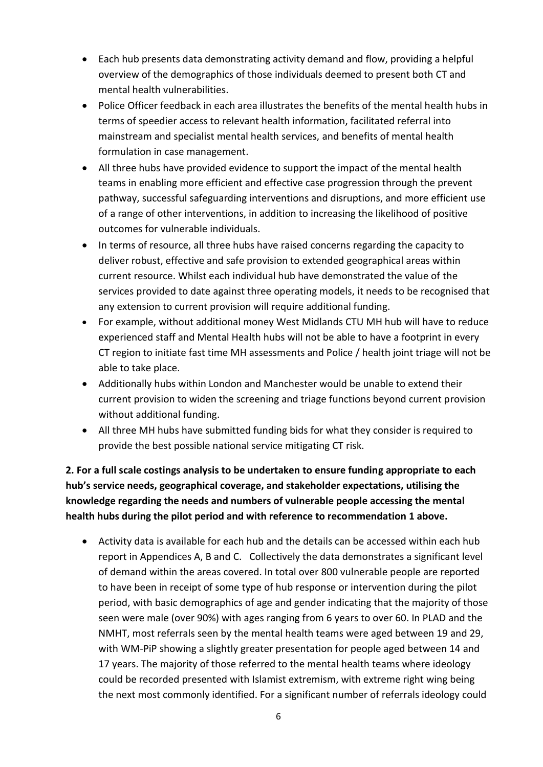- Each hub presents data demonstrating activity demand and flow, providing a helpful overview of the demographics of those individuals deemed to present both CT and mental health vulnerabilities.
- Police Officer feedback in each area illustrates the benefits of the mental health hubs in terms of speedier access to relevant health information, facilitated referral into mainstream and specialist mental health services, and benefits of mental health formulation in case management.
- All three hubs have provided evidence to support the impact of the mental health teams in enabling more efficient and effective case progression through the prevent pathway, successful safeguarding interventions and disruptions, and more efficient use of a range of other interventions, in addition to increasing the likelihood of positive outcomes for vulnerable individuals.
- In terms of resource, all three hubs have raised concerns regarding the capacity to deliver robust, effective and safe provision to extended geographical areas within current resource. Whilst each individual hub have demonstrated the value of the services provided to date against three operating models, it needs to be recognised that any extension to current provision will require additional funding.
- For example, without additional money West Midlands CTU MH hub will have to reduce experienced staff and Mental Health hubs will not be able to have a footprint in every CT region to initiate fast time MH assessments and Police / health joint triage will not be able to take place.
- Additionally hubs within London and Manchester would be unable to extend their current provision to widen the screening and triage functions beyond current provision without additional funding.
- All three MH hubs have submitted funding bids for what they consider is required to provide the best possible national service mitigating CT risk.

**2. For a full scale costings analysis to be undertaken to ensure funding appropriate to each hub's service needs, geographical coverage, and stakeholder expectations, utilising the knowledge regarding the needs and numbers of vulnerable people accessing the mental health hubs during the pilot period and with reference to recommendation 1 above.**

- Activity data is available for each hub and the details can be accessed within each hub report in Appendices A, B and C. Collectively the data demonstrates a significant level of demand within the areas covered. In total over 800 vulnerable people are reported to have been in receipt of some type of hub response or intervention during the pilot period, with basic demographics of age and gender indicating that the majority of those seen were male (over 90%) with ages ranging from 6 years to over 60. In PLAD and the NMHT, most referrals seen by the mental health teams were aged between 19 and 29, with WM-PiP showing a slightly greater presentation for people aged between 14 and 17 years. The majority of those referred to the mental health teams where ideology could be recorded presented with Islamist extremism, with extreme right wing being the next most commonly identified. For a significant number of referrals ideology could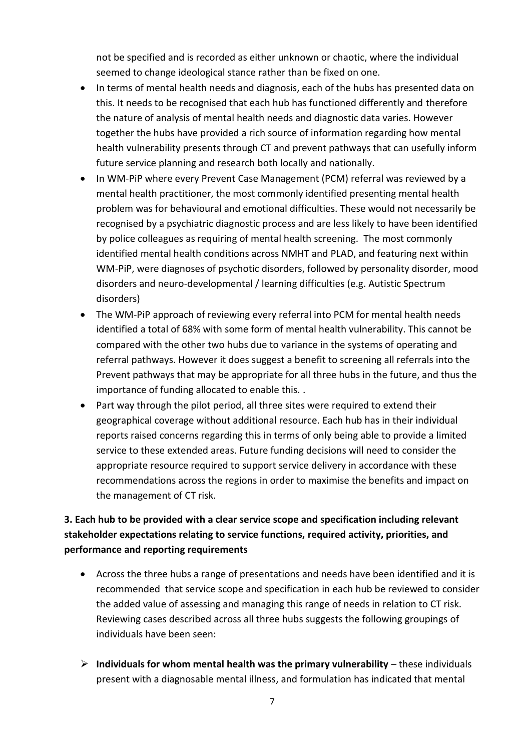not be specified and is recorded as either unknown or chaotic, where the individual seemed to change ideological stance rather than be fixed on one.

- In terms of mental health needs and diagnosis, each of the hubs has presented data on this. It needs to be recognised that each hub has functioned differently and therefore the nature of analysis of mental health needs and diagnostic data varies. However together the hubs have provided a rich source of information regarding how mental health vulnerability presents through CT and prevent pathways that can usefully inform future service planning and research both locally and nationally.
- In WM-PiP where every Prevent Case Management (PCM) referral was reviewed by a mental health practitioner, the most commonly identified presenting mental health problem was for behavioural and emotional difficulties. These would not necessarily be recognised by a psychiatric diagnostic process and are less likely to have been identified by police colleagues as requiring of mental health screening. The most commonly identified mental health conditions across NMHT and PLAD, and featuring next within WM-PiP, were diagnoses of psychotic disorders, followed by personality disorder, mood disorders and neuro-developmental / learning difficulties (e.g. Autistic Spectrum disorders)
- The WM-PiP approach of reviewing every referral into PCM for mental health needs identified a total of 68% with some form of mental health vulnerability. This cannot be compared with the other two hubs due to variance in the systems of operating and referral pathways. However it does suggest a benefit to screening all referrals into the Prevent pathways that may be appropriate for all three hubs in the future, and thus the importance of funding allocated to enable this. .
- Part way through the pilot period, all three sites were required to extend their geographical coverage without additional resource. Each hub has in their individual reports raised concerns regarding this in terms of only being able to provide a limited service to these extended areas. Future funding decisions will need to consider the appropriate resource required to support service delivery in accordance with these recommendations across the regions in order to maximise the benefits and impact on the management of CT risk.

**3. Each hub to be provided with a clear service scope and specification including relevant stakeholder expectations relating to service functions, required activity, priorities, and performance and reporting requirements**

- Across the three hubs a range of presentations and needs have been identified and it is recommended that service scope and specification in each hub be reviewed to consider the added value of assessing and managing this range of needs in relation to CT risk. Reviewing cases described across all three hubs suggests the following groupings of individuals have been seen:

  - **Individuals for whom mental health was the primary vulnerability** – these individuals present with a diagnosable mental illness, and formulation has indicated that mental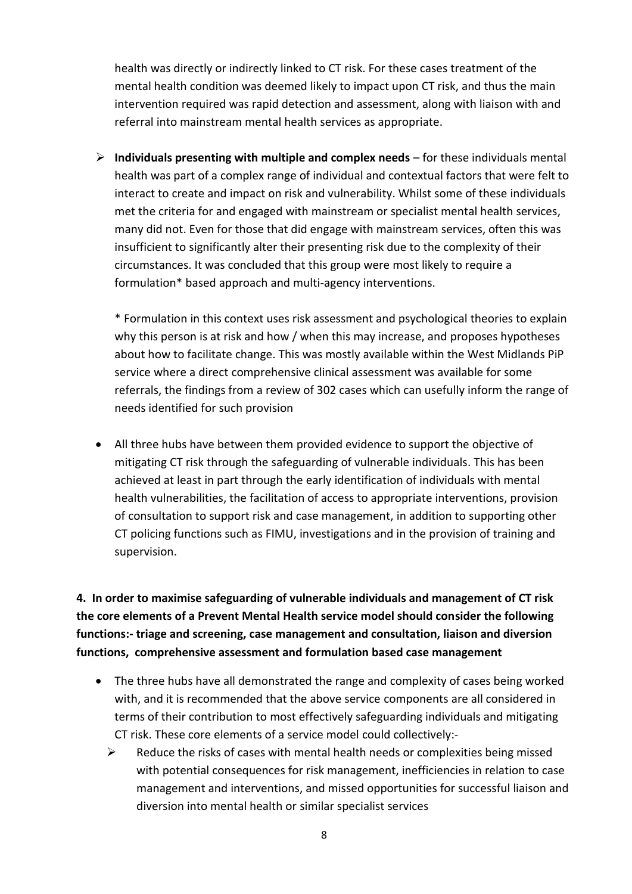health was directly or indirectly linked to CT risk. For these cases treatment of the mental health condition was deemed likely to impact upon CT risk, and thus the main intervention required was rapid detection and assessment, along with liaison with and referral into mainstream mental health services as appropriate.

- **Individuals presenting with multiple and complex needs** – for these individuals mental health was part of a complex range of individual and contextual factors that were felt to interact to create and impact on risk and vulnerability. Whilst some of these individuals met the criteria for and engaged with mainstream or specialist mental health services, many did not. Even for those that did engage with mainstream services, often this was insufficient to significantly alter their presenting risk due to the complexity of their circumstances. It was concluded that this group were most likely to require a formulation* based approach and multi-agency interventions.

  \* Formulation in this context uses risk assessment and psychological theories to explain why this person is at risk and how / when this may increase, and proposes hypotheses about how to facilitate change. This was mostly available within the West Midlands PiP service where a direct comprehensive clinical assessment was available for some referrals, the findings from a review of 302 cases which can usefully inform the range of needs identified for such provision

- All three hubs have between them provided evidence to support the objective of mitigating CT risk through the safeguarding of vulnerable individuals. This has been achieved at least in part through the early identification of individuals with mental health vulnerabilities, the facilitation of access to appropriate interventions, provision of consultation to support risk and case management, in addition to supporting other CT policing functions such as FIMU, investigations and in the provision of training and supervision.

**4. In order to maximise safeguarding of vulnerable individuals and management of CT risk the core elements of a Prevent Mental Health service model should consider the following functions:- triage and screening, case management and consultation, liaison and diversion functions, comprehensive assessment and formulation based case management**

- The three hubs have all demonstrated the range and complexity of cases being worked with, and it is recommended that the above service components are all considered in terms of their contribution to most effectively safeguarding individuals and mitigating CT risk. These core elements of a service model could collectively:-
  - Reduce the risks of cases with mental health needs or complexities being missed with potential consequences for risk management, inefficiencies in relation to case management and interventions, and missed opportunities for successful liaison and diversion into mental health or similar specialist services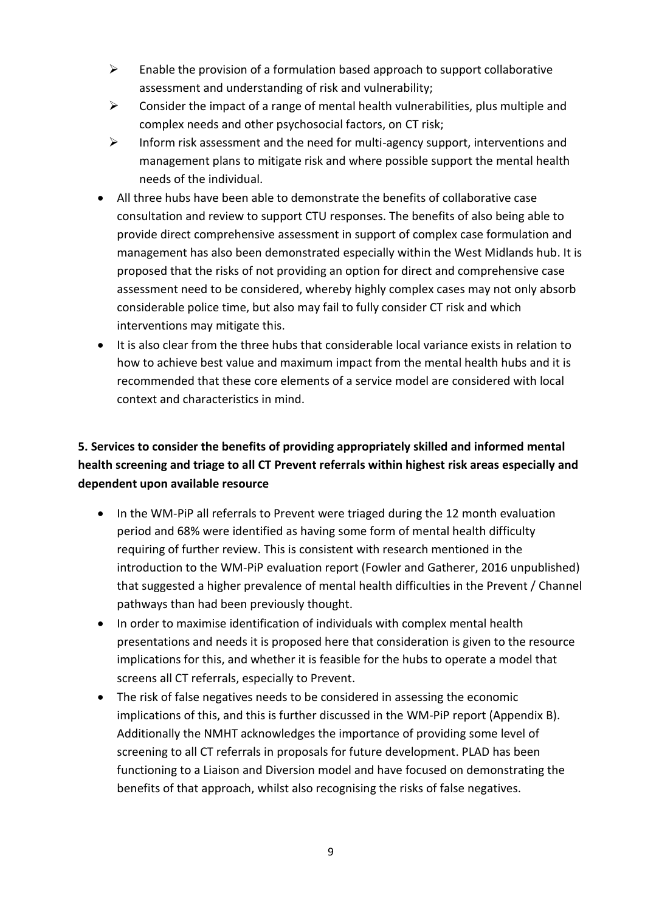- Enable the provision of a formulation based approach to support collaborative assessment and understanding of risk and vulnerability;
  - Consider the impact of a range of mental health vulnerabilities, plus multiple and complex needs and other psychosocial factors, on CT risk;
  - Inform risk assessment and the need for multi-agency support, interventions and management plans to mitigate risk and where possible support the mental health needs of the individual.
- All three hubs have been able to demonstrate the benefits of collaborative case consultation and review to support CTU responses. The benefits of also being able to provide direct comprehensive assessment in support of complex case formulation and management has also been demonstrated especially within the West Midlands hub. It is proposed that the risks of not providing an option for direct and comprehensive case assessment need to be considered, whereby highly complex cases may not only absorb considerable police time, but also may fail to fully consider CT risk and which interventions may mitigate this.
- It is also clear from the three hubs that considerable local variance exists in relation to how to achieve best value and maximum impact from the mental health hubs and it is recommended that these core elements of a service model are considered with local context and characteristics in mind.

**5. Services to consider the benefits of providing appropriately skilled and informed mental health screening and triage to all CT Prevent referrals within highest risk areas especially and dependent upon available resource**

- In the WM-PiP all referrals to Prevent were triaged during the 12 month evaluation period and 68% were identified as having some form of mental health difficulty requiring of further review. This is consistent with research mentioned in the introduction to the WM-PiP evaluation report (Fowler and Gatherer, 2016 unpublished) that suggested a higher prevalence of mental health difficulties in the Prevent / Channel pathways than had been previously thought.
- In order to maximise identification of individuals with complex mental health presentations and needs it is proposed here that consideration is given to the resource implications for this, and whether it is feasible for the hubs to operate a model that screens all CT referrals, especially to Prevent.
- The risk of false negatives needs to be considered in assessing the economic implications of this, and this is further discussed in the WM-PiP report (Appendix B). Additionally the NMHT acknowledges the importance of providing some level of screening to all CT referrals in proposals for future development. PLAD has been functioning to a Liaison and Diversion model and have focused on demonstrating the benefits of that approach, whilst also recognising the risks of false negatives.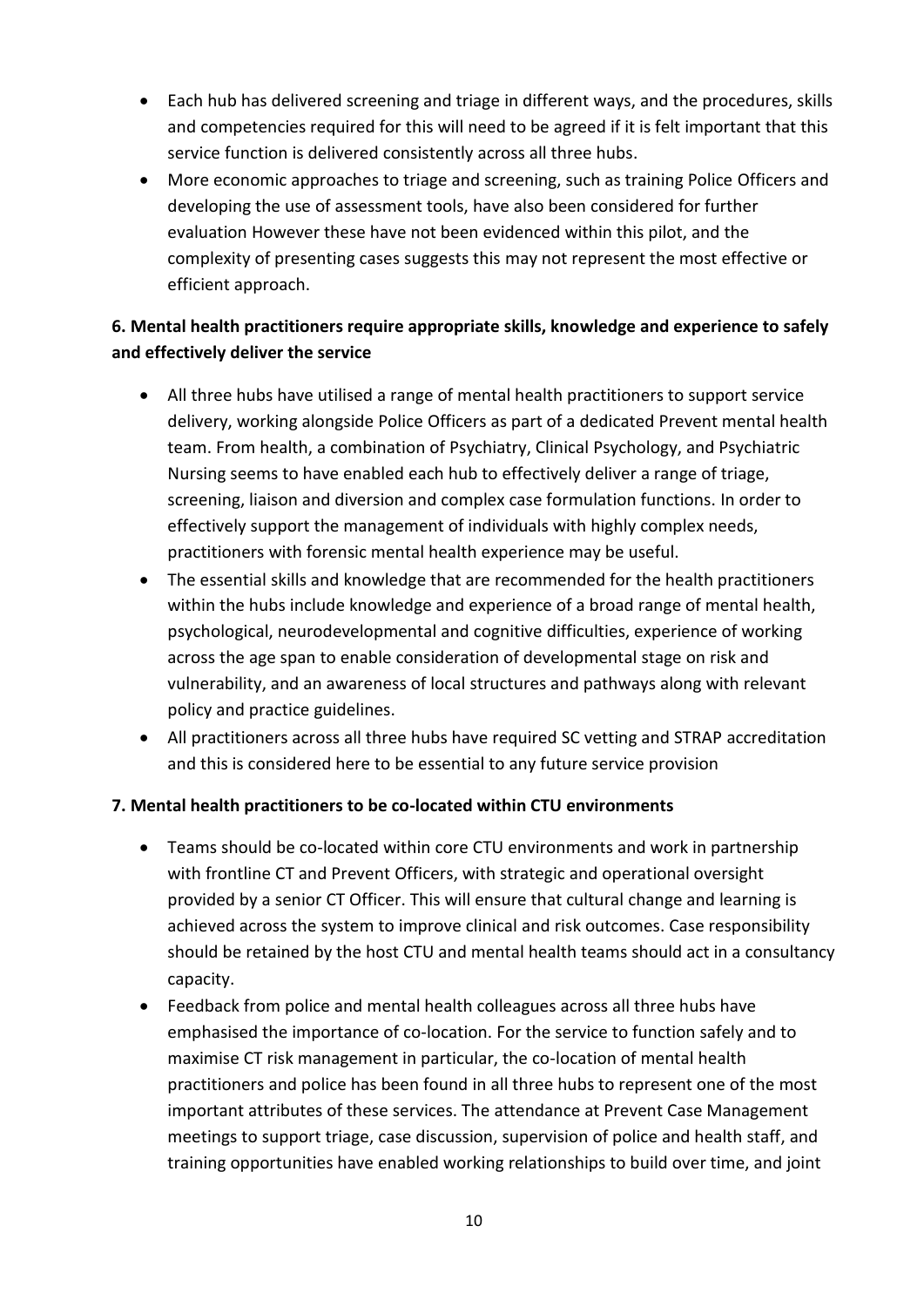- Each hub has delivered screening and triage in different ways, and the procedures, skills and competencies required for this will need to be agreed if it is felt important that this service function is delivered consistently across all three hubs.
- More economic approaches to triage and screening, such as training Police Officers and developing the use of assessment tools, have also been considered for further evaluation However these have not been evidenced within this pilot, and the complexity of presenting cases suggests this may not represent the most effective or efficient approach.

**6. Mental health practitioners require appropriate skills, knowledge and experience to safely and effectively deliver the service**

- All three hubs have utilised a range of mental health practitioners to support service delivery, working alongside Police Officers as part of a dedicated Prevent mental health team. From health, a combination of Psychiatry, Clinical Psychology, and Psychiatric Nursing seems to have enabled each hub to effectively deliver a range of triage, screening, liaison and diversion and complex case formulation functions. In order to effectively support the management of individuals with highly complex needs, practitioners with forensic mental health experience may be useful.
- The essential skills and knowledge that are recommended for the health practitioners within the hubs include knowledge and experience of a broad range of mental health, psychological, neurodevelopmental and cognitive difficulties, experience of working across the age span to enable consideration of developmental stage on risk and vulnerability, and an awareness of local structures and pathways along with relevant policy and practice guidelines.
- All practitioners across all three hubs have required SC vetting and STRAP accreditation and this is considered here to be essential to any future service provision

**7. Mental health practitioners to be co-located within CTU environments**

- Teams should be co-located within core CTU environments and work in partnership with frontline CT and Prevent Officers, with strategic and operational oversight provided by a senior CT Officer. This will ensure that cultural change and learning is achieved across the system to improve clinical and risk outcomes. Case responsibility should be retained by the host CTU and mental health teams should act in a consultancy capacity.
- Feedback from police and mental health colleagues across all three hubs have emphasised the importance of co-location. For the service to function safely and to maximise CT risk management in particular, the co-location of mental health practitioners and police has been found in all three hubs to represent one of the most important attributes of these services. The attendance at Prevent Case Management meetings to support triage, case discussion, supervision of police and health staff, and training opportunities have enabled working relationships to build over time, and joint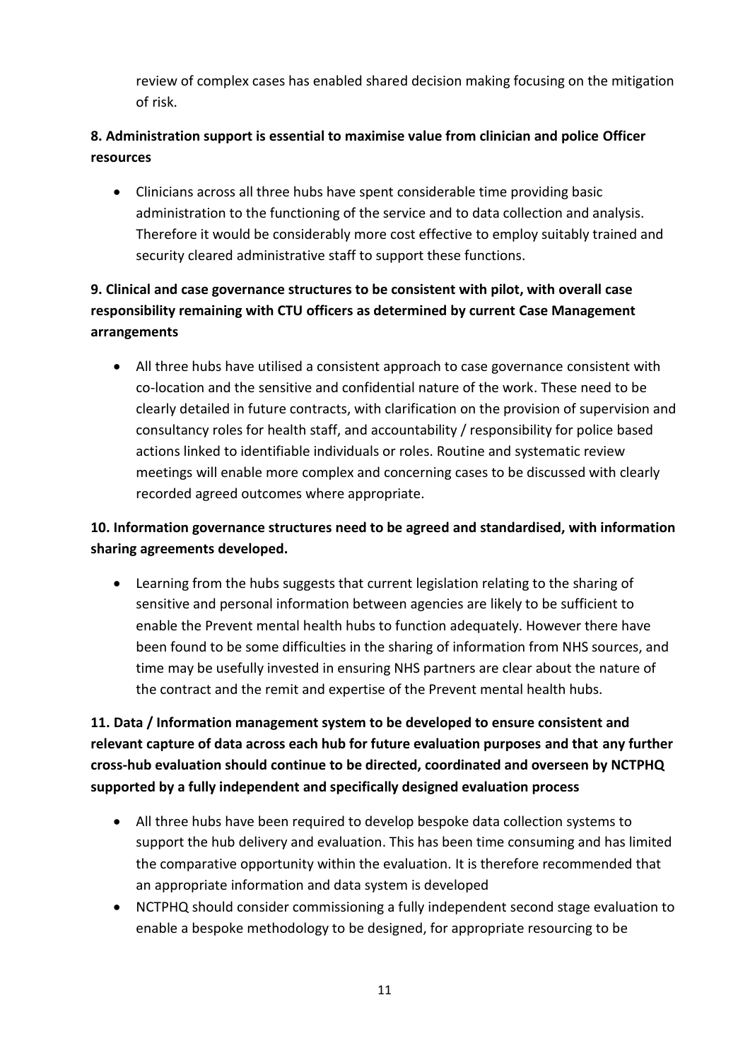review of complex cases has enabled shared decision making focusing on the mitigation of risk.

**8. Administration support is essential to maximise value from clinician and police Officer resources**

- Clinicians across all three hubs have spent considerable time providing basic administration to the functioning of the service and to data collection and analysis. Therefore it would be considerably more cost effective to employ suitably trained and security cleared administrative staff to support these functions.

**9. Clinical and case governance structures to be consistent with pilot, with overall case responsibility remaining with CTU officers as determined by current Case Management arrangements**

- All three hubs have utilised a consistent approach to case governance consistent with co-location and the sensitive and confidential nature of the work. These need to be clearly detailed in future contracts, with clarification on the provision of supervision and consultancy roles for health staff, and accountability / responsibility for police based actions linked to identifiable individuals or roles. Routine and systematic review meetings will enable more complex and concerning cases to be discussed with clearly recorded agreed outcomes where appropriate.

**10. Information governance structures need to be agreed and standardised, with information sharing agreements developed.**

- Learning from the hubs suggests that current legislation relating to the sharing of sensitive and personal information between agencies are likely to be sufficient to enable the Prevent mental health hubs to function adequately. However there have been found to be some difficulties in the sharing of information from NHS sources, and time may be usefully invested in ensuring NHS partners are clear about the nature of the contract and the remit and expertise of the Prevent mental health hubs.

**11. Data / Information management system to be developed to ensure consistent and relevant capture of data across each hub for future evaluation purposes and that any further cross-hub evaluation should continue to be directed, coordinated and overseen by NCTPHQ supported by a fully independent and specifically designed evaluation process**

- All three hubs have been required to develop bespoke data collection systems to support the hub delivery and evaluation. This has been time consuming and has limited the comparative opportunity within the evaluation. It is therefore recommended that an appropriate information and data system is developed
- NCTPHQ should consider commissioning a fully independent second stage evaluation to enable a bespoke methodology to be designed, for appropriate resourcing to be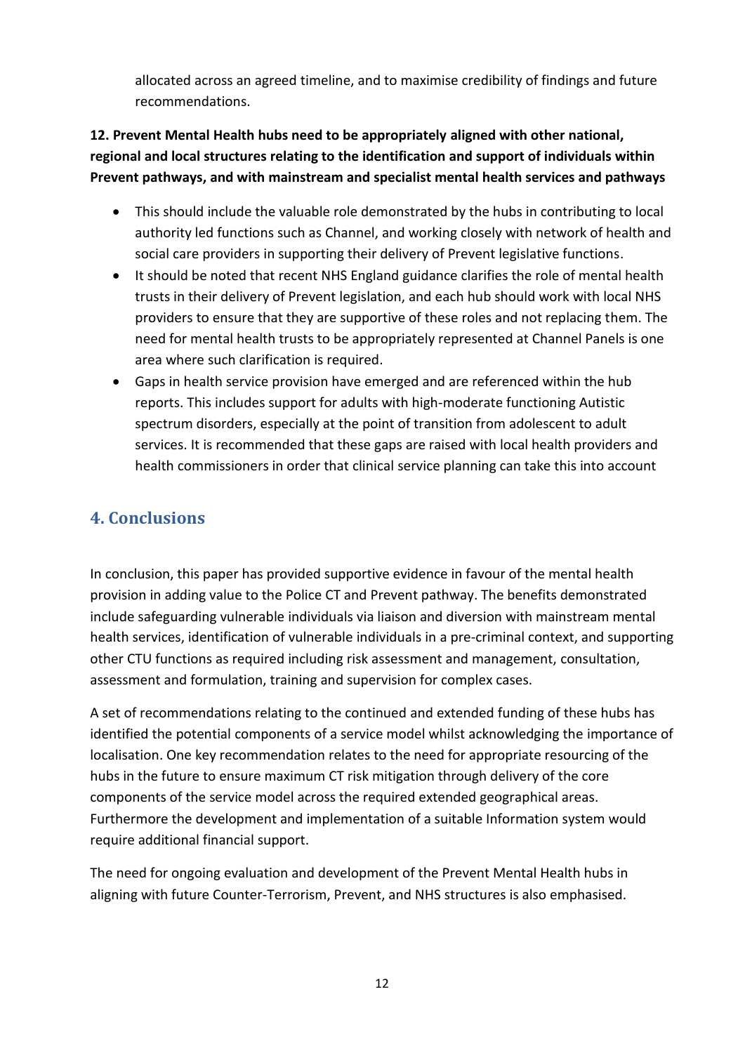allocated across an agreed timeline, and to maximise credibility of findings and future recommendations.

**12. Prevent Mental Health hubs need to be appropriately aligned with other national, regional and local structures relating to the identification and support of individuals within Prevent pathways, and with mainstream and specialist mental health services and pathways**

- This should include the valuable role demonstrated by the hubs in contributing to local authority led functions such as Channel, and working closely with network of health and social care providers in supporting their delivery of Prevent legislative functions.
- It should be noted that recent NHS England guidance clarifies the role of mental health trusts in their delivery of Prevent legislation, and each hub should work with local NHS providers to ensure that they are supportive of these roles and not replacing them. The need for mental health trusts to be appropriately represented at Channel Panels is one area where such clarification is required.
- Gaps in health service provision have emerged and are referenced within the hub reports. This includes support for adults with high-moderate functioning Autistic spectrum disorders, especially at the point of transition from adolescent to adult services. It is recommended that these gaps are raised with local health providers and health commissioners in order that clinical service planning can take this into account

## 4. Conclusions

In conclusion, this paper has provided supportive evidence in favour of the mental health provision in adding value to the Police CT and Prevent pathway. The benefits demonstrated include safeguarding vulnerable individuals via liaison and diversion with mainstream mental health services, identification of vulnerable individuals in a pre-criminal context, and supporting other CTU functions as required including risk assessment and management, consultation, assessment and formulation, training and supervision for complex cases.

A set of recommendations relating to the continued and extended funding of these hubs has identified the potential components of a service model whilst acknowledging the importance of localisation. One key recommendation relates to the need for appropriate resourcing of the hubs in the future to ensure maximum CT risk mitigation through delivery of the core components of the service model across the required extended geographical areas. Furthermore the development and implementation of a suitable Information system would require additional financial support.

The need for ongoing evaluation and development of the Prevent Mental Health hubs in aligning with future Counter-Terrorism, Prevent, and NHS structures is also emphasised.